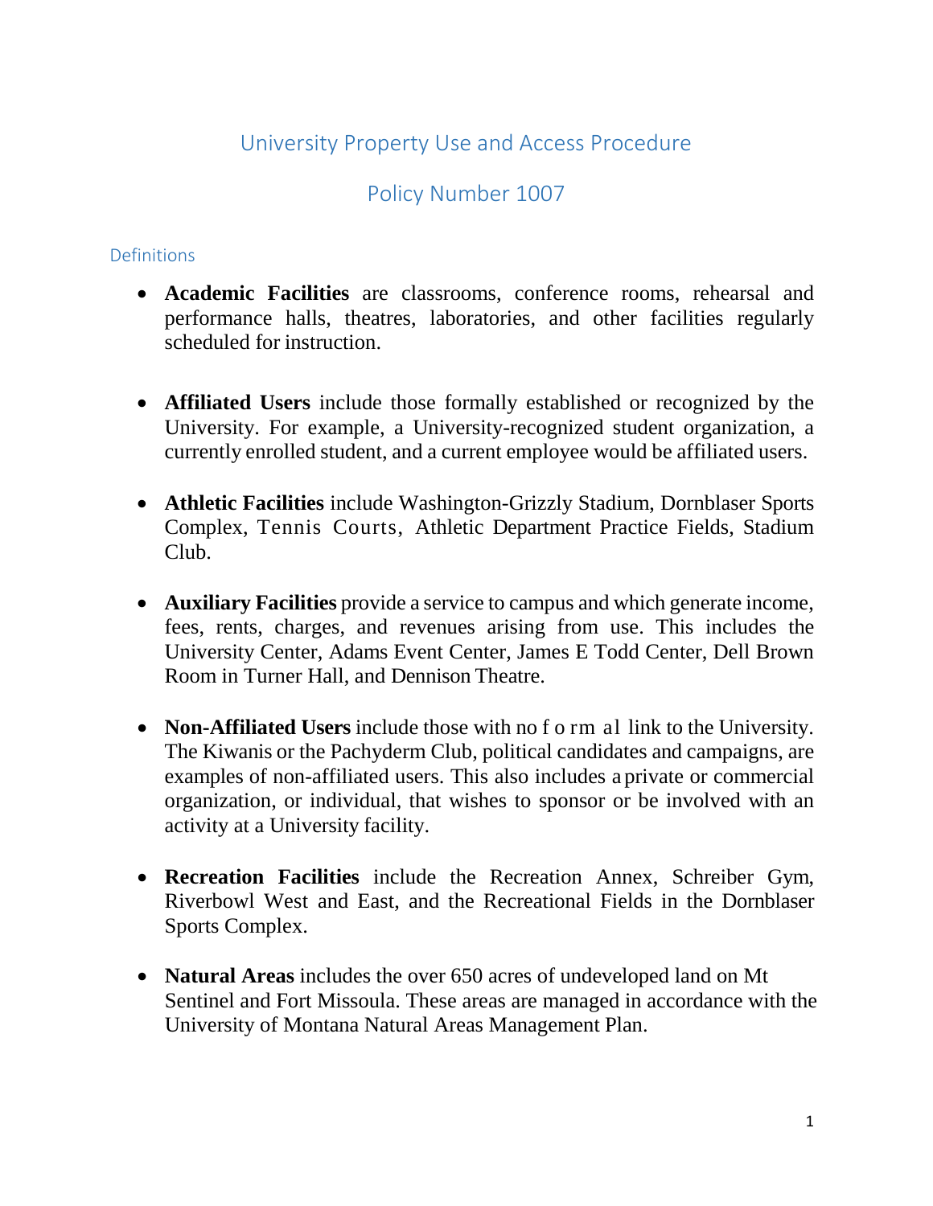# University Property Use and Access Procedure

# Policy Number 1007

## Definitions

- **Academic Facilities** are classrooms, conference rooms, rehearsal and performance halls, theatres, laboratories, and other facilities regularly scheduled for instruction.

- **Affiliated Users** include those formally established or recognized by the University. For example, a University-recognized student organization, a currently enrolled student, and a current employee would be affiliated users.

- **Athletic Facilities** include Washington-Grizzly Stadium, Dornblaser Sports Complex, Tennis Courts, Athletic Department Practice Fields, Stadium Club.

- **Auxiliary Facilities** provide a service to campus and which generate income, fees, rents, charges, and revenues arising from use. This includes the University Center, Adams Event Center, James E Todd Center, Dell Brown Room in Turner Hall, and Dennison Theatre.

- **Non-Affiliated Users** include those with no formal link to the University. The Kiwanis or the Pachyderm Club, political candidates and campaigns, are examples of non-affiliated users. This also includes a private or commercial organization, or individual, that wishes to sponsor or be involved with an activity at a University facility.

- **Recreation Facilities** include the Recreation Annex, Schreiber Gym, Riverbowl West and East, and the Recreational Fields in the Dornblaser Sports Complex.

- **Natural Areas** includes the over 650 acres of undeveloped land on Mt Sentinel and Fort Missoula. These areas are managed in accordance with the University of Montana Natural Areas Management Plan.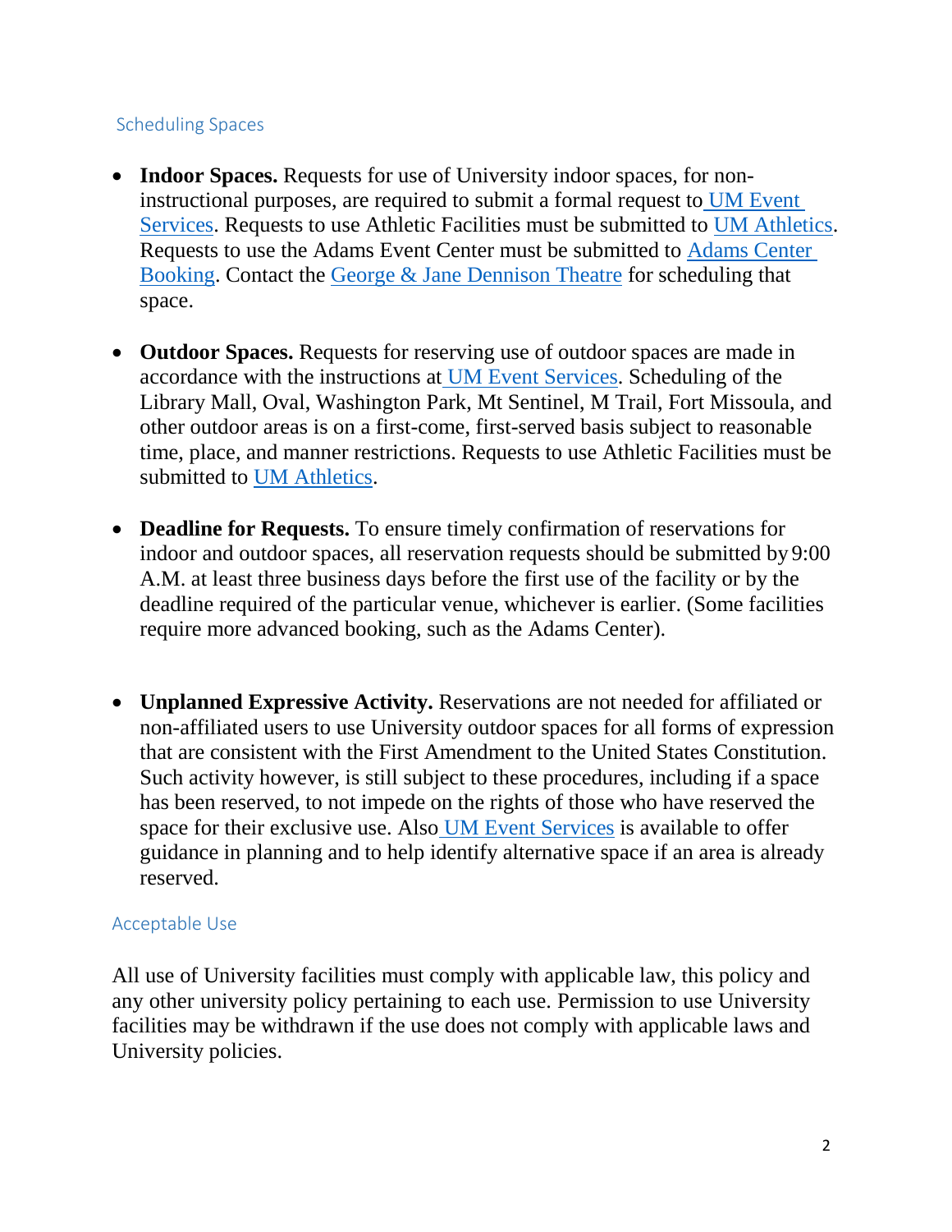## Scheduling Spaces

- **Indoor Spaces.** Requests for use of University indoor spaces, for non-instructional purposes, are required to submit a formal request to UM Event Services. Requests to use Athletic Facilities must be submitted to UM Athletics. Requests to use the Adams Event Center must be submitted to Adams Center Booking. Contact the George & Jane Dennison Theatre for scheduling that space.

- **Outdoor Spaces.** Requests for reserving use of outdoor spaces are made in accordance with the instructions at UM Event Services. Scheduling of the Library Mall, Oval, Washington Park, Mt Sentinel, M Trail, Fort Missoula, and other outdoor areas is on a first-come, first-served basis subject to reasonable time, place, and manner restrictions. Requests to use Athletic Facilities must be submitted to UM Athletics.

- **Deadline for Requests.** To ensure timely confirmation of reservations for indoor and outdoor spaces, all reservation requests should be submitted by 9:00 A.M. at least three business days before the first use of the facility or by the deadline required of the particular venue, whichever is earlier. (Some facilities require more advanced booking, such as the Adams Center).

- **Unplanned Expressive Activity.** Reservations are not needed for affiliated or non-affiliated users to use University outdoor spaces for all forms of expression that are consistent with the First Amendment to the United States Constitution. Such activity however, is still subject to these procedures, including if a space has been reserved, to not impede on the rights of those who have reserved the space for their exclusive use. Also UM Event Services is available to offer guidance in planning and to help identify alternative space if an area is already reserved.

## Acceptable Use

All use of University facilities must comply with applicable law, this policy and any other university policy pertaining to each use. Permission to use University facilities may be withdrawn if the use does not comply with applicable laws and University policies.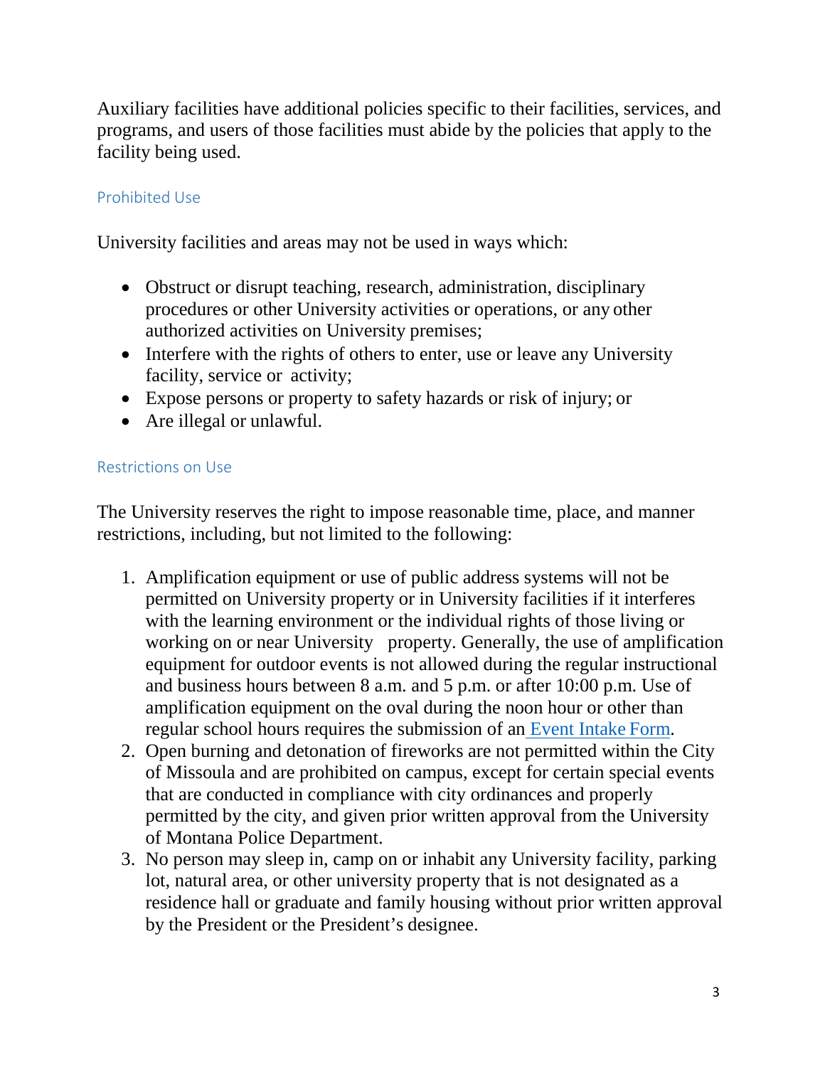Auxiliary facilities have additional policies specific to their facilities, services, and programs, and users of those facilities must abide by the policies that apply to the facility being used.

### Prohibited Use

University facilities and areas may not be used in ways which:

- Obstruct or disrupt teaching, research, administration, disciplinary procedures or other University activities or operations, or any other authorized activities on University premises;
- Interfere with the rights of others to enter, use or leave any University facility, service or activity;
- Expose persons or property to safety hazards or risk of injury; or
- Are illegal or unlawful.

### Restrictions on Use

The University reserves the right to impose reasonable time, place, and manner restrictions, including, but not limited to the following:

1. Amplification equipment or use of public address systems will not be permitted on University property or in University facilities if it interferes with the learning environment or the individual rights of those living or working on or near University property. Generally, the use of amplification equipment for outdoor events is not allowed during the regular instructional and business hours between 8 a.m. and 5 p.m. or after 10:00 p.m. Use of amplification equipment on the oval during the noon hour or other than regular school hours requires the submission of an Event Intake Form.
2. Open burning and detonation of fireworks are not permitted within the City of Missoula and are prohibited on campus, except for certain special events that are conducted in compliance with city ordinances and properly permitted by the city, and given prior written approval from the University of Montana Police Department.
3. No person may sleep in, camp on or inhabit any University facility, parking lot, natural area, or other university property that is not designated as a residence hall or graduate and family housing without prior written approval by the President or the President's designee.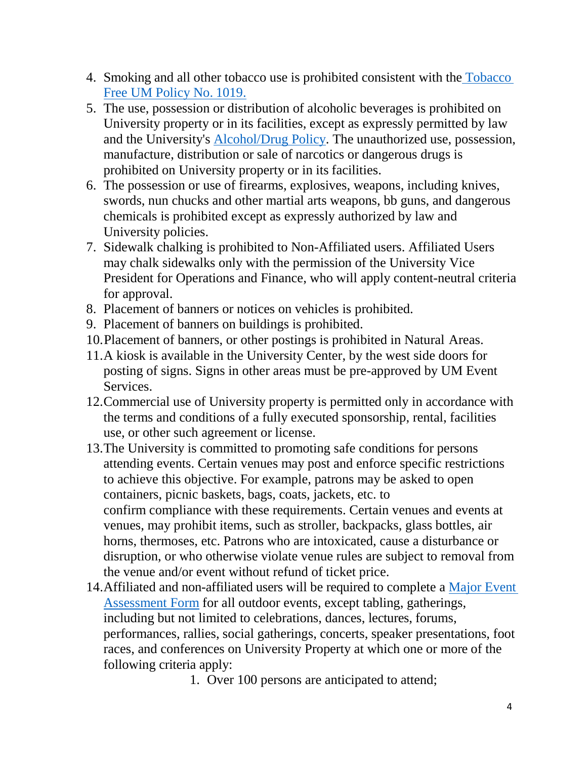4. Smoking and all other tobacco use is prohibited consistent with the [Tobacco Free UM Policy No. 1019.](#)
5. The use, possession or distribution of alcoholic beverages is prohibited on University property or in its facilities, except as expressly permitted by law and the University's [Alcohol/Drug Policy](#). The unauthorized use, possession, manufacture, distribution or sale of narcotics or dangerous drugs is prohibited on University property or in its facilities.
6. The possession or use of firearms, explosives, weapons, including knives, swords, nun chucks and other martial arts weapons, bb guns, and dangerous chemicals is prohibited except as expressly authorized by law and University policies.
7. Sidewalk chalking is prohibited to Non-Affiliated users. Affiliated Users may chalk sidewalks only with the permission of the University Vice President for Operations and Finance, who will apply content-neutral criteria for approval.
8. Placement of banners or notices on vehicles is prohibited.
9. Placement of banners on buildings is prohibited.
10. Placement of banners, or other postings is prohibited in Natural Areas.
11. A kiosk is available in the University Center, by the west side doors for posting of signs. Signs in other areas must be pre-approved by UM Event Services.
12. Commercial use of University property is permitted only in accordance with the terms and conditions of a fully executed sponsorship, rental, facilities use, or other such agreement or license.
13. The University is committed to promoting safe conditions for persons attending events. Certain venues may post and enforce specific restrictions to achieve this objective. For example, patrons may be asked to open containers, picnic baskets, bags, coats, jackets, etc. to confirm compliance with these requirements. Certain venues and events at venues, may prohibit items, such as stroller, backpacks, glass bottles, air horns, thermoses, etc. Patrons who are intoxicated, cause a disturbance or disruption, or who otherwise violate venue rules are subject to removal from the venue and/or event without refund of ticket price.
14. Affiliated and non-affiliated users will be required to complete a [Major Event Assessment Form](#) for all outdoor events, except tabling, gatherings, including but not limited to celebrations, dances, lectures, forums, performances, rallies, social gatherings, concerts, speaker presentations, foot races, and conferences on University Property at which one or more of the following criteria apply:
    1. Over 100 persons are anticipated to attend;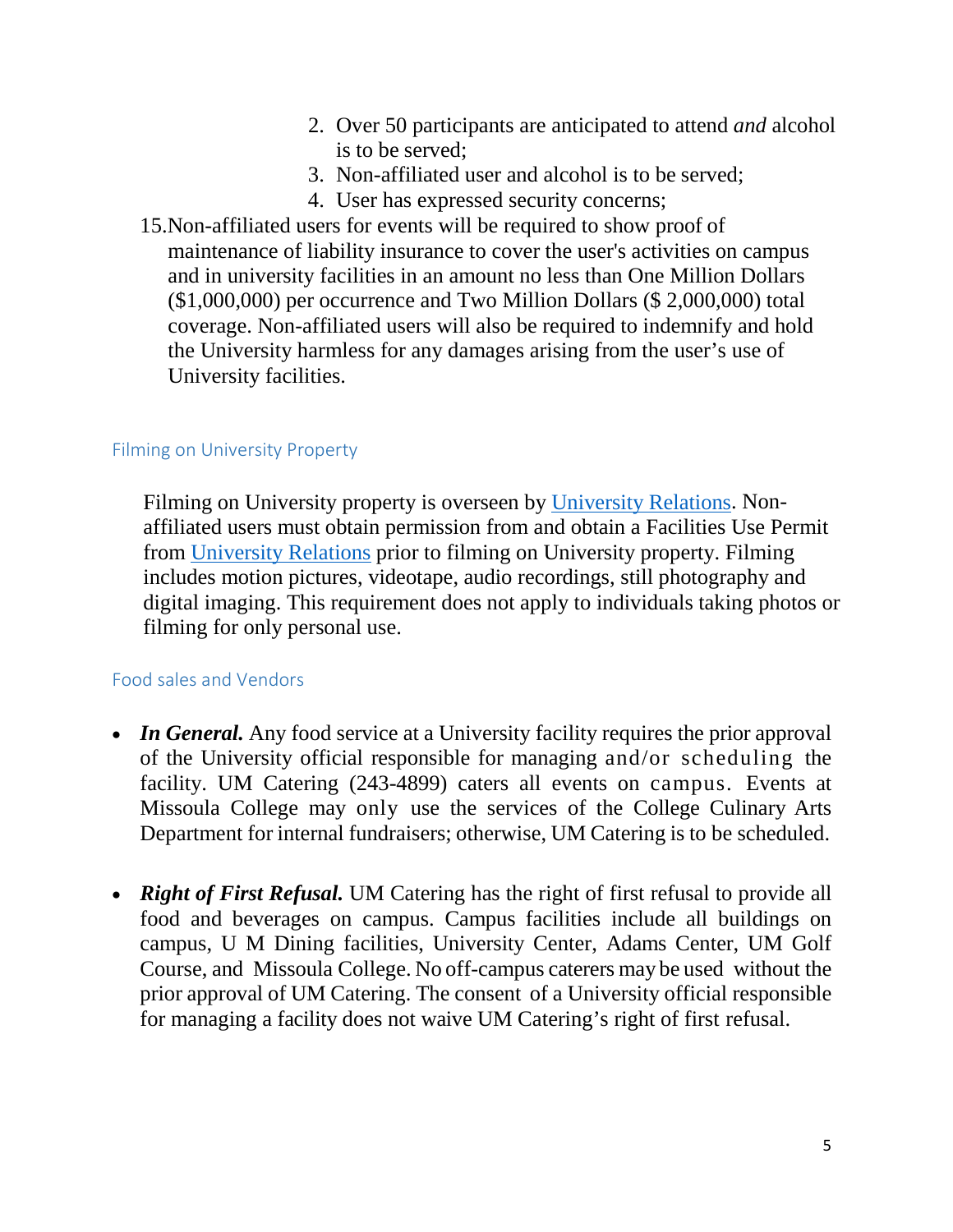2. Over 50 participants are anticipated to attend *and* alcohol is to be served;
3. Non-affiliated user and alcohol is to be served;
4. User has expressed security concerns;

15. Non-affiliated users for events will be required to show proof of maintenance of liability insurance to cover the user's activities on campus and in university facilities in an amount no less than One Million Dollars ($1,000,000) per occurrence and Two Million Dollars ($ 2,000,000) total coverage. Non-affiliated users will also be required to indemnify and hold the University harmless for any damages arising from the user's use of University facilities.

## Filming on University Property

Filming on University property is overseen by University Relations. Non-affiliated users must obtain permission from and obtain a Facilities Use Permit from University Relations prior to filming on University property. Filming includes motion pictures, videotape, audio recordings, still photography and digital imaging. This requirement does not apply to individuals taking photos or filming for only personal use.

## Food sales and Vendors

- ***In General.*** Any food service at a University facility requires the prior approval of the University official responsible for managing and/or scheduling the facility. UM Catering (243-4899) caters all events on campus. Events at Missoula College may only use the services of the College Culinary Arts Department for internal fundraisers; otherwise, UM Catering is to be scheduled.

- ***Right of First Refusal.*** UM Catering has the right of first refusal to provide all food and beverages on campus. Campus facilities include all buildings on campus, U M Dining facilities, University Center, Adams Center, UM Golf Course, and Missoula College. No off-campus caterers may be used without the prior approval of UM Catering. The consent of a University official responsible for managing a facility does not waive UM Catering's right of first refusal.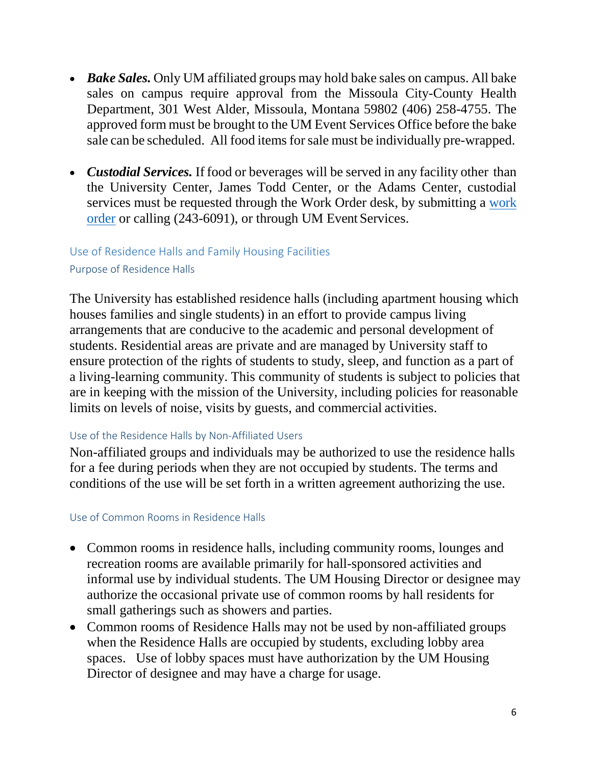- ***Bake Sales.*** Only UM affiliated groups may hold bake sales on campus. All bake sales on campus require approval from the Missoula City-County Health Department, 301 West Alder, Missoula, Montana 59802 (406) 258-4755. The approved form must be brought to the UM Event Services Office before the bake sale can be scheduled. All food items for sale must be individually pre-wrapped.

- ***Custodial Services.*** If food or beverages will be served in any facility other than the University Center, James Todd Center, or the Adams Center, custodial services must be requested through the Work Order desk, by submitting a [work order]() or calling (243-6091), or through UM Event Services.

## Use of Residence Halls and Family Housing Facilities

### Purpose of Residence Halls

The University has established residence halls (including apartment housing which houses families and single students) in an effort to provide campus living arrangements that are conducive to the academic and personal development of students. Residential areas are private and are managed by University staff to ensure protection of the rights of students to study, sleep, and function as a part of a living-learning community. This community of students is subject to policies that are in keeping with the mission of the University, including policies for reasonable limits on levels of noise, visits by guests, and commercial activities.

### Use of the Residence Halls by Non-Affiliated Users

Non-affiliated groups and individuals may be authorized to use the residence halls for a fee during periods when they are not occupied by students. The terms and conditions of the use will be set forth in a written agreement authorizing the use.

### Use of Common Rooms in Residence Halls

- Common rooms in residence halls, including community rooms, lounges and recreation rooms are available primarily for hall-sponsored activities and informal use by individual students. The UM Housing Director or designee may authorize the occasional private use of common rooms by hall residents for small gatherings such as showers and parties.
- Common rooms of Residence Halls may not be used by non-affiliated groups when the Residence Halls are occupied by students, excluding lobby area spaces. Use of lobby spaces must have authorization by the UM Housing Director of designee and may have a charge for usage.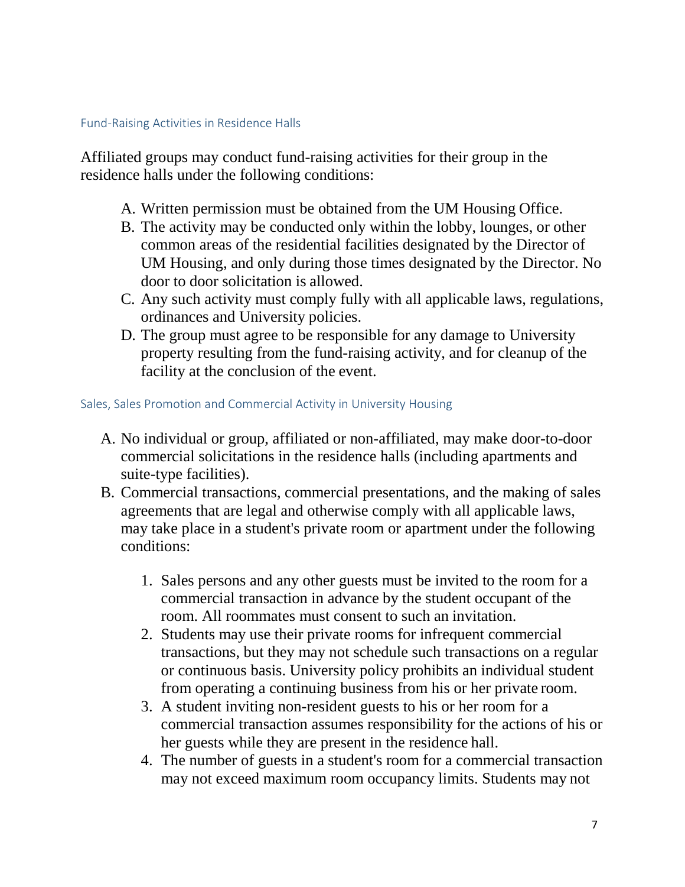## Fund-Raising Activities in Residence Halls

Affiliated groups may conduct fund-raising activities for their group in the residence halls under the following conditions:

A. Written permission must be obtained from the UM Housing Office.
B. The activity may be conducted only within the lobby, lounges, or other common areas of the residential facilities designated by the Director of UM Housing, and only during those times designated by the Director. No door to door solicitation is allowed.
C. Any such activity must comply fully with all applicable laws, regulations, ordinances and University policies.
D. The group must agree to be responsible for any damage to University property resulting from the fund-raising activity, and for cleanup of the facility at the conclusion of the event.

## Sales, Sales Promotion and Commercial Activity in University Housing

A. No individual or group, affiliated or non-affiliated, may make door-to-door commercial solicitations in the residence halls (including apartments and suite-type facilities).
B. Commercial transactions, commercial presentations, and the making of sales agreements that are legal and otherwise comply with all applicable laws, may take place in a student's private room or apartment under the following conditions:

    1. Sales persons and any other guests must be invited to the room for a commercial transaction in advance by the student occupant of the room. All roommates must consent to such an invitation.
    2. Students may use their private rooms for infrequent commercial transactions, but they may not schedule such transactions on a regular or continuous basis. University policy prohibits an individual student from operating a continuing business from his or her private room.
    3. A student inviting non-resident guests to his or her room for a commercial transaction assumes responsibility for the actions of his or her guests while they are present in the residence hall.
    4. The number of guests in a student's room for a commercial transaction may not exceed maximum room occupancy limits. Students may not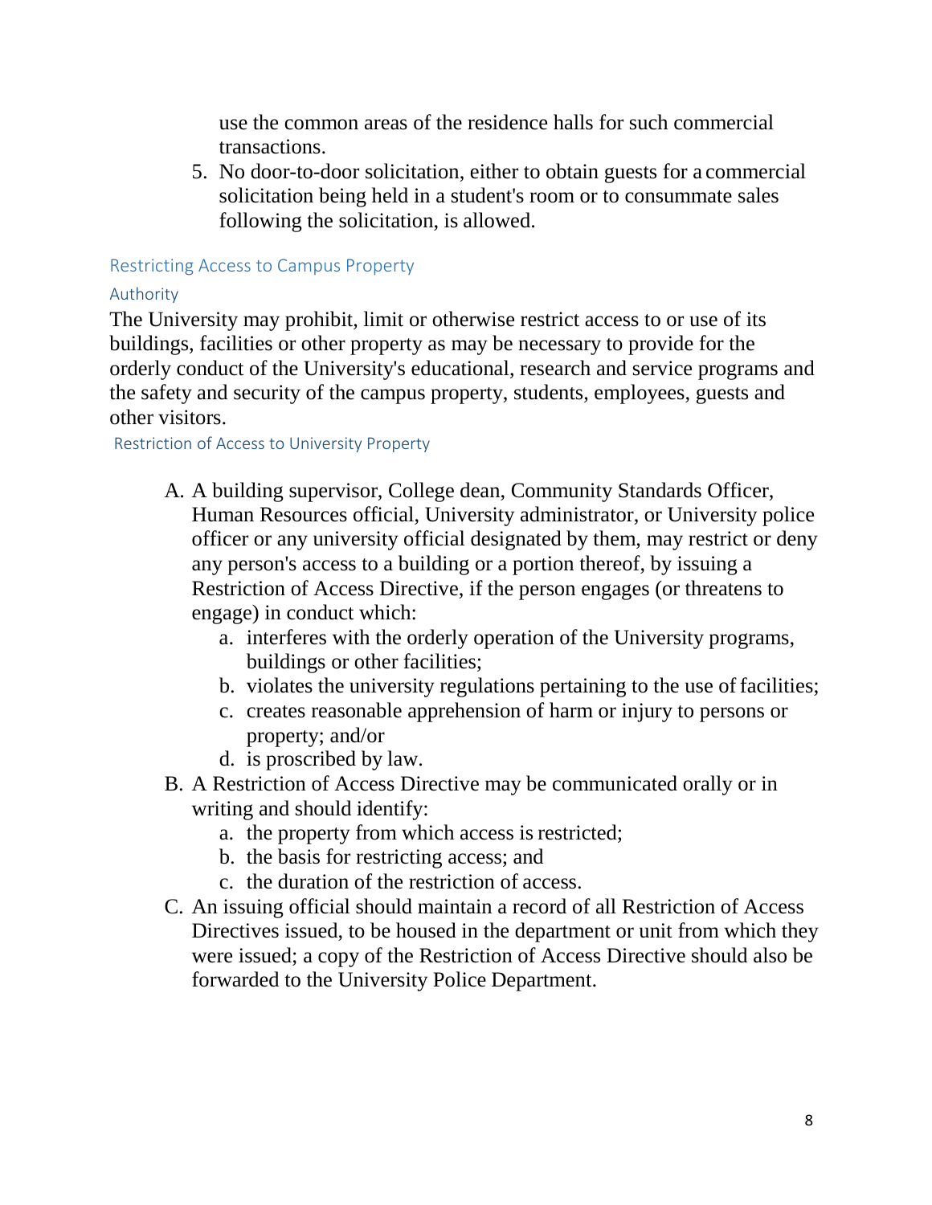use the common areas of the residence halls for such commercial transactions.

5. No door-to-door solicitation, either to obtain guests for a commercial solicitation being held in a student's room or to consummate sales following the solicitation, is allowed.

## Restricting Access to Campus Property

### Authority

The University may prohibit, limit or otherwise restrict access to or use of its buildings, facilities or other property as may be necessary to provide for the orderly conduct of the University's educational, research and service programs and the safety and security of the campus property, students, employees, guests and other visitors.

#### Restriction of Access to University Property

A. A building supervisor, College dean, Community Standards Officer, Human Resources official, University administrator, or University police officer or any university official designated by them, may restrict or deny any person's access to a building or a portion thereof, by issuing a Restriction of Access Directive, if the person engages (or threatens to engage) in conduct which:
   a. interferes with the orderly operation of the University programs, buildings or other facilities;
   b. violates the university regulations pertaining to the use of facilities;
   c. creates reasonable apprehension of harm or injury to persons or property; and/or
   d. is proscribed by law.

B. A Restriction of Access Directive may be communicated orally or in writing and should identify:
   a. the property from which access is restricted;
   b. the basis for restricting access; and
   c. the duration of the restriction of access.

C. An issuing official should maintain a record of all Restriction of Access Directives issued, to be housed in the department or unit from which they were issued; a copy of the Restriction of Access Directive should also be forwarded to the University Police Department.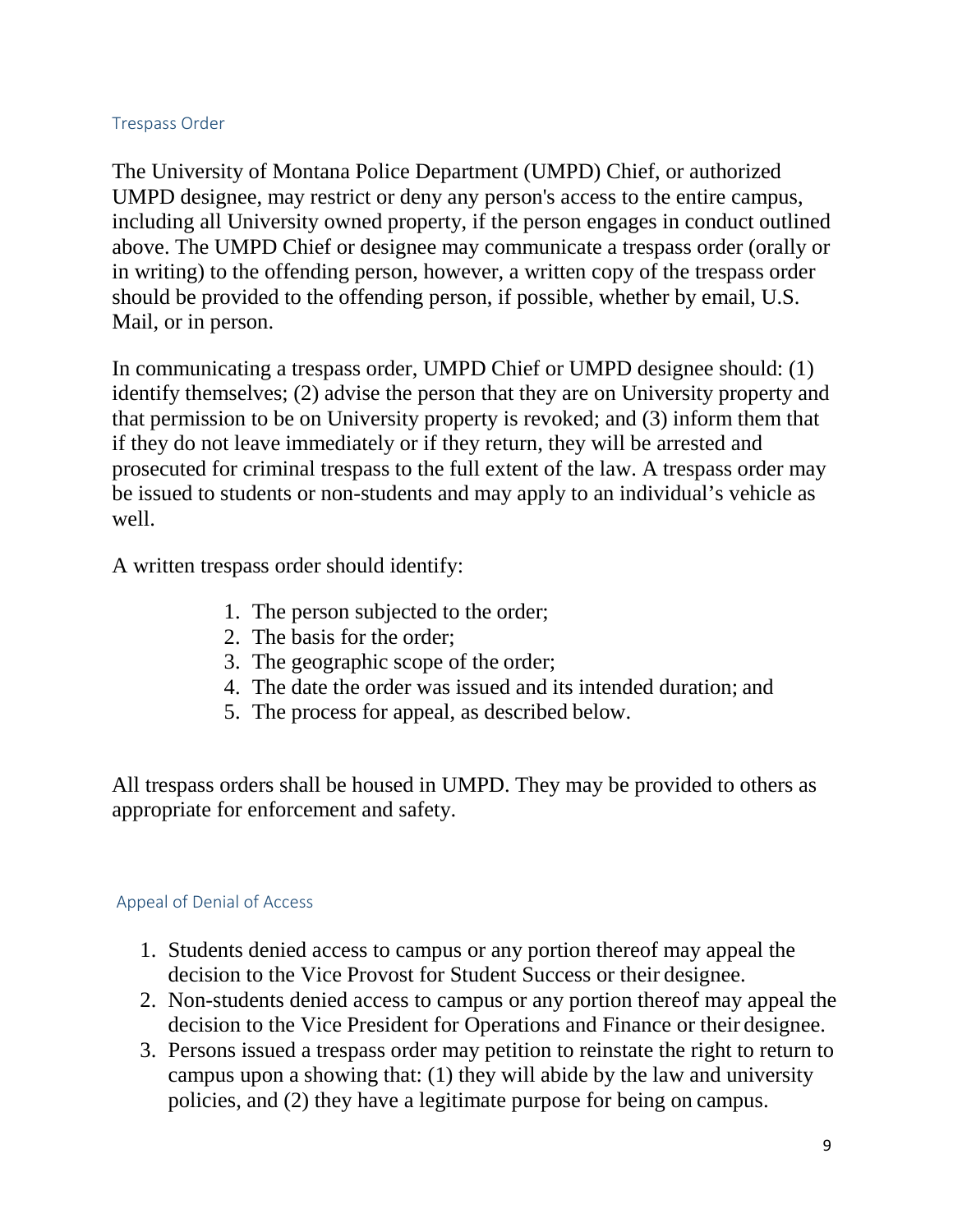### Trespass Order

The University of Montana Police Department (UMPD) Chief, or authorized UMPD designee, may restrict or deny any person's access to the entire campus, including all University owned property, if the person engages in conduct outlined above. The UMPD Chief or designee may communicate a trespass order (orally or in writing) to the offending person, however, a written copy of the trespass order should be provided to the offending person, if possible, whether by email, U.S. Mail, or in person.

In communicating a trespass order, UMPD Chief or UMPD designee should: (1) identify themselves; (2) advise the person that they are on University property and that permission to be on University property is revoked; and (3) inform them that if they do not leave immediately or if they return, they will be arrested and prosecuted for criminal trespass to the full extent of the law. A trespass order may be issued to students or non-students and may apply to an individual's vehicle as well.

A written trespass order should identify:

1. The person subjected to the order;
2. The basis for the order;
3. The geographic scope of the order;
4. The date the order was issued and its intended duration; and
5. The process for appeal, as described below.

All trespass orders shall be housed in UMPD. They may be provided to others as appropriate for enforcement and safety.

### Appeal of Denial of Access

1. Students denied access to campus or any portion thereof may appeal the decision to the Vice Provost for Student Success or their designee.
2. Non-students denied access to campus or any portion thereof may appeal the decision to the Vice President for Operations and Finance or their designee.
3. Persons issued a trespass order may petition to reinstate the right to return to campus upon a showing that: (1) they will abide by the law and university policies, and (2) they have a legitimate purpose for being on campus.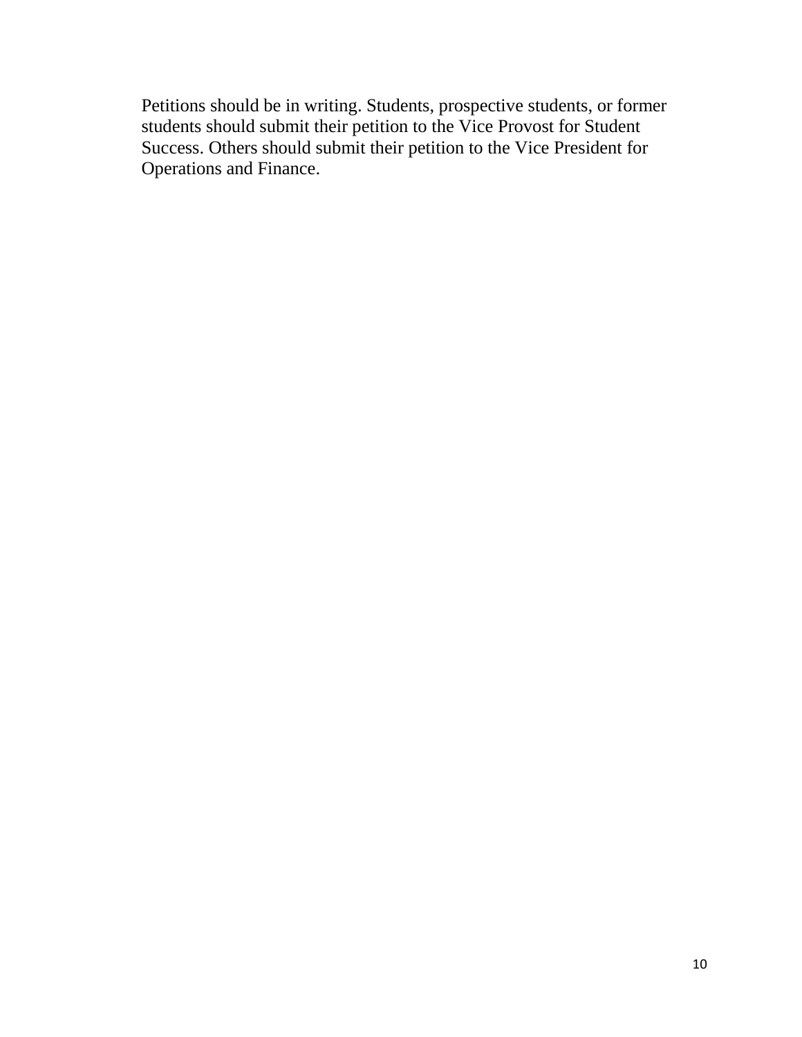Petitions should be in writing. Students, prospective students, or former students should submit their petition to the Vice Provost for Student Success. Others should submit their petition to the Vice President for Operations and Finance.